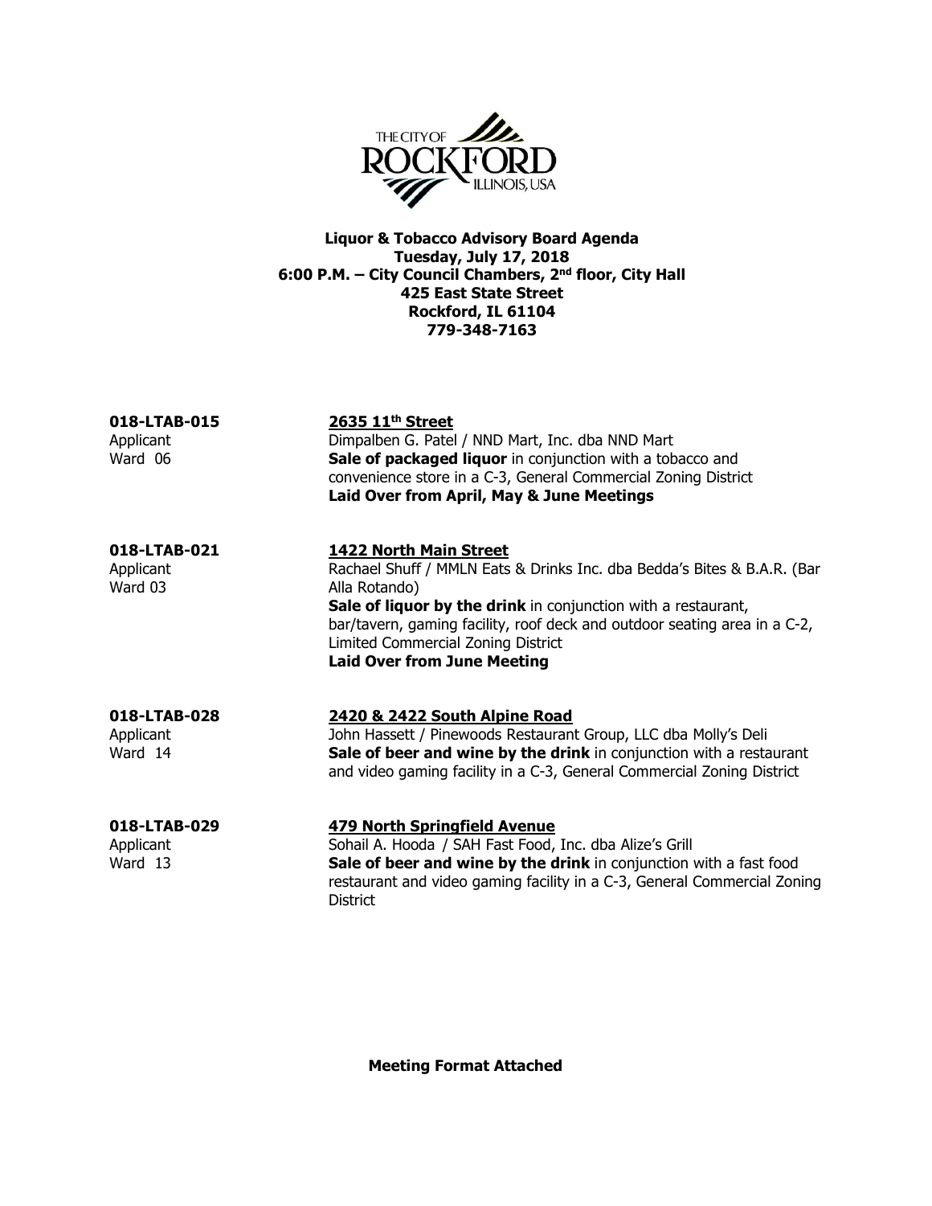THE CITY OF ROCKFORD ILLINOIS, USA

**Liquor & Tobacco Advisory Board Agenda**
**Tuesday, July 17, 2018**
**6:00 P.M. – City Council Chambers, 2nd floor, City Hall**
**425 East State Street**
**Rockford, IL 61104**
**779-348-7163**

**018-LTAB-015**
Applicant
Ward 06

**2635 11th Street**
Dimpalben G. Patel / NND Mart, Inc. dba NND Mart
**Sale of packaged liquor** in conjunction with a tobacco and convenience store in a C-3, General Commercial Zoning District
**Laid Over from April, May & June Meetings**

**018-LTAB-021**
Applicant
Ward 03

**1422 North Main Street**
Rachael Shuff / MMLN Eats & Drinks Inc. dba Bedda's Bites & B.A.R. (Bar Alla Rotando)
**Sale of liquor by the drink** in conjunction with a restaurant, bar/tavern, gaming facility, roof deck and outdoor seating area in a C-2, Limited Commercial Zoning District
**Laid Over from June Meeting**

**018-LTAB-028**
Applicant
Ward 14

**2420 & 2422 South Alpine Road**
John Hassett / Pinewoods Restaurant Group, LLC dba Molly's Deli
**Sale of beer and wine by the drink** in conjunction with a restaurant and video gaming facility in a C-3, General Commercial Zoning District

**018-LTAB-029**
Applicant
Ward 13

**479 North Springfield Avenue**
Sohail A. Hooda / SAH Fast Food, Inc. dba Alize's Grill
**Sale of beer and wine by the drink** in conjunction with a fast food restaurant and video gaming facility in a C-3, General Commercial Zoning District

**Meeting Format Attached**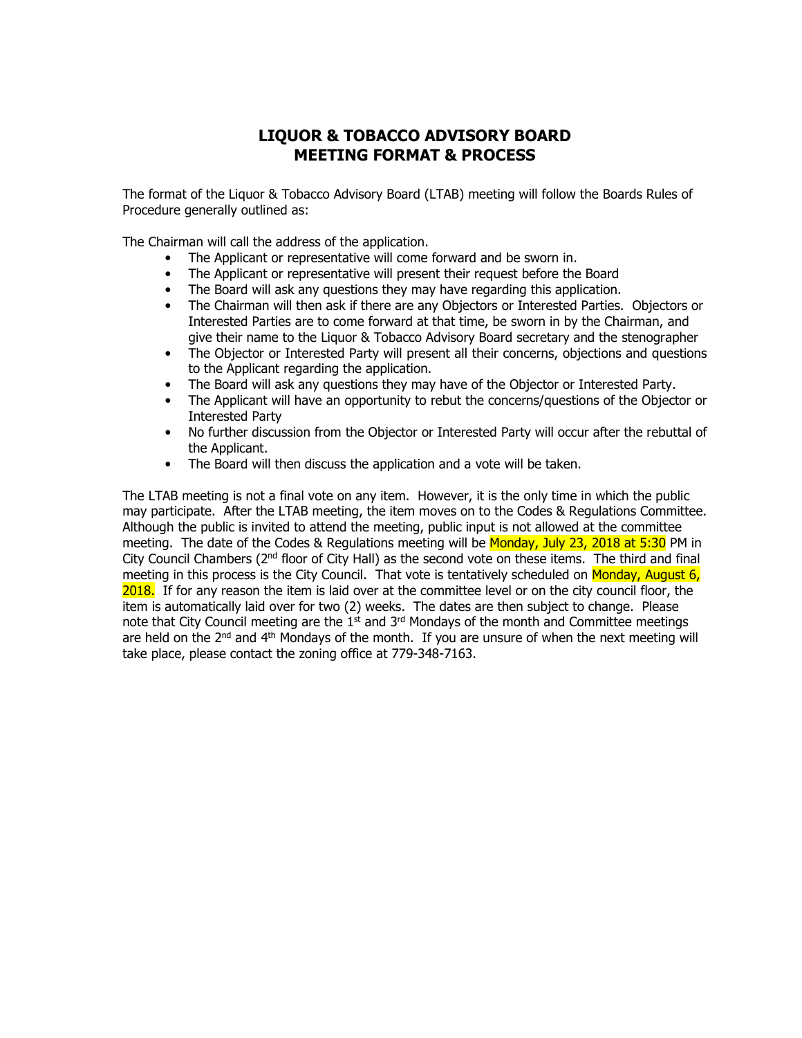# LIQUOR & TOBACCO ADVISORY BOARD
# MEETING FORMAT & PROCESS

The format of the Liquor & Tobacco Advisory Board (LTAB) meeting will follow the Boards Rules of Procedure generally outlined as:

The Chairman will call the address of the application.

- The Applicant or representative will come forward and be sworn in.
- The Applicant or representative will present their request before the Board
- The Board will ask any questions they may have regarding this application.
- The Chairman will then ask if there are any Objectors or Interested Parties. Objectors or Interested Parties are to come forward at that time, be sworn in by the Chairman, and give their name to the Liquor & Tobacco Advisory Board secretary and the stenographer
- The Objector or Interested Party will present all their concerns, objections and questions to the Applicant regarding the application.
- The Board will ask any questions they may have of the Objector or Interested Party.
- The Applicant will have an opportunity to rebut the concerns/questions of the Objector or Interested Party
- No further discussion from the Objector or Interested Party will occur after the rebuttal of the Applicant.
- The Board will then discuss the application and a vote will be taken.

The LTAB meeting is not a final vote on any item. However, it is the only time in which the public may participate. After the LTAB meeting, the item moves on to the Codes & Regulations Committee. Although the public is invited to attend the meeting, public input is not allowed at the committee meeting. The date of the Codes & Regulations meeting will be Monday, July 23, 2018 at 5:30 PM in City Council Chambers (2nd floor of City Hall) as the second vote on these items. The third and final meeting in this process is the City Council. That vote is tentatively scheduled on Monday, August 6, 2018. If for any reason the item is laid over at the committee level or on the city council floor, the item is automatically laid over for two (2) weeks. The dates are then subject to change. Please note that City Council meeting are the 1st and 3rd Mondays of the month and Committee meetings are held on the 2nd and 4th Mondays of the month. If you are unsure of when the next meeting will take place, please contact the zoning office at 779-348-7163.